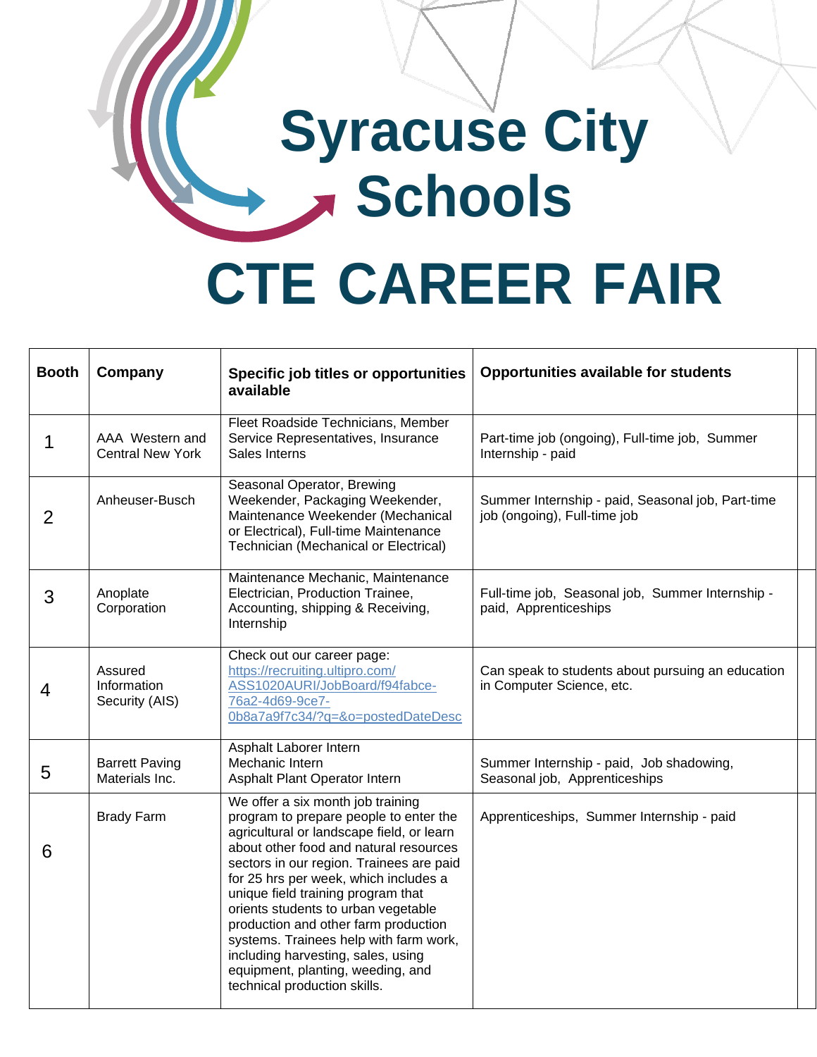# Syracuse City Schools

# CTE CAREER FAIR

| Booth | Company | Specific job titles or opportunities available | Opportunities available for students |
|---|---|---|---|
| 1 | AAA Western and Central New York | Fleet Roadside Technicians, Member Service Representatives, Insurance Sales Interns | Part-time job (ongoing), Full-time job, Summer Internship - paid |
| 2 | Anheuser-Busch | Seasonal Operator, Brewing Weekender, Packaging Weekender, Maintenance Weekender (Mechanical or Electrical), Full-time Maintenance Technician (Mechanical or Electrical) | Summer Internship - paid, Seasonal job, Part-time job (ongoing), Full-time job |
| 3 | Anoplate Corporation | Maintenance Mechanic, Maintenance Electrician, Production Trainee, Accounting, shipping & Receiving, Internship | Full-time job, Seasonal job, Summer Internship - paid, Apprenticeships |
| 4 | Assured Information Security (AIS) | Check out our career page: https://recruiting.ultipro.com/ASS1020AURI/JobBoard/f94fabce-76a2-4d69-9ce7-0b8a7a9f7c34/?q=&o=postedDateDesc | Can speak to students about pursuing an education in Computer Science, etc. |
| 5 | Barrett Paving Materials Inc. | Asphalt Laborer Intern<br>Mechanic Intern<br>Asphalt Plant Operator Intern | Summer Internship - paid, Job shadowing, Seasonal job, Apprenticeships |
| 6 | Brady Farm | We offer a six month job training program to prepare people to enter the agricultural or landscape field, or learn about other food and natural resources sectors in our region. Trainees are paid for 25 hrs per week, which includes a unique field training program that orients students to urban vegetable production and other farm production systems. Trainees help with farm work, including harvesting, sales, using equipment, planting, weeding, and technical production skills. | Apprenticeships, Summer Internship - paid |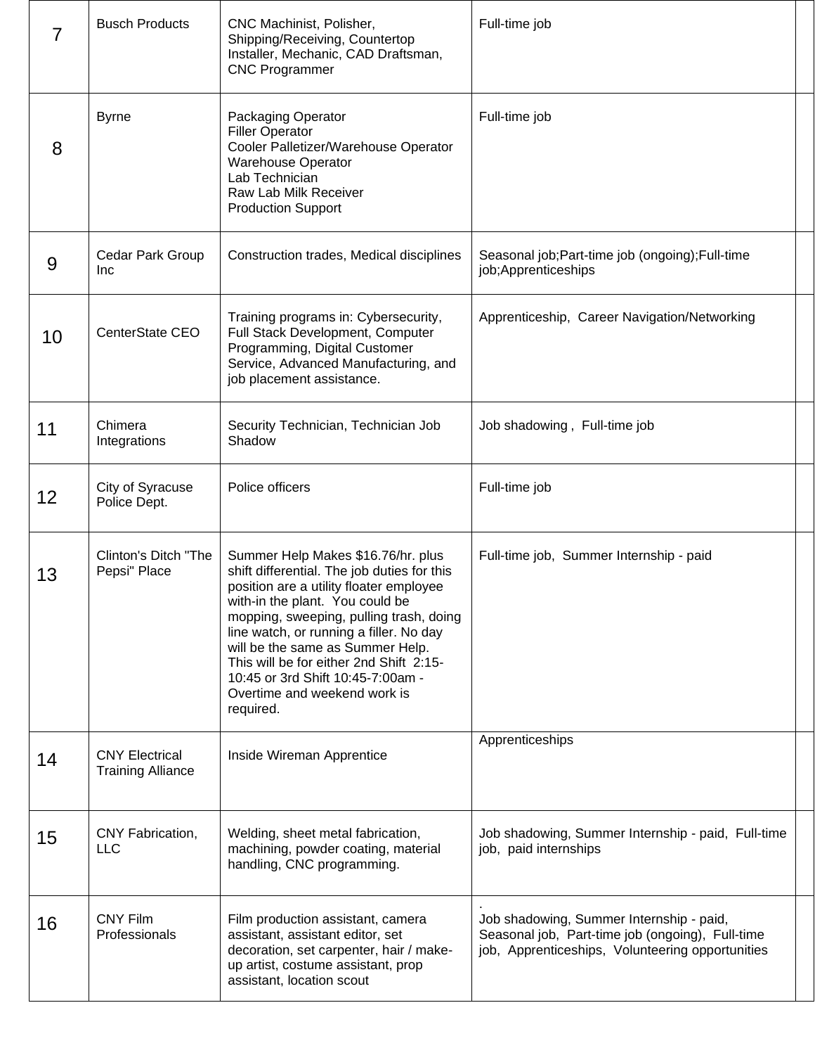| | | | | |
|---|---|---|---|---|
| 7 | Busch Products | CNC Machinist, Polisher, Shipping/Receiving, Countertop Installer, Mechanic, CAD Draftsman, CNC Programmer | Full-time job | |
| 8 | Byrne | Packaging Operator<br>Filler Operator<br>Cooler Palletizer/Warehouse Operator<br>Warehouse Operator<br>Lab Technician<br>Raw Lab Milk Receiver<br>Production Support | Full-time job | |
| 9 | Cedar Park Group Inc | Construction trades, Medical disciplines | Seasonal job;Part-time job (ongoing);Full-time job;Apprenticeships | |
| 10 | CenterState CEO | Training programs in: Cybersecurity, Full Stack Development, Computer Programming, Digital Customer Service, Advanced Manufacturing, and job placement assistance. | Apprenticeship, Career Navigation/Networking | |
| 11 | Chimera Integrations | Security Technician, Technician Job Shadow | Job shadowing , Full-time job | |
| 12 | City of Syracuse Police Dept. | Police officers | Full-time job | |
| 13 | Clinton's Ditch "The Pepsi" Place | Summer Help Makes $16.76/hr. plus shift differential. The job duties for this position are a utility floater employee with-in the plant. You could be mopping, sweeping, pulling trash, doing line watch, or running a filler. No day will be the same as Summer Help. This will be for either 2nd Shift 2:15-10:45 or 3rd Shift 10:45-7:00am - Overtime and weekend work is required. | Full-time job, Summer Internship - paid | |
| 14 | CNY Electrical Training Alliance | Inside Wireman Apprentice | Apprenticeships | |
| 15 | CNY Fabrication, LLC | Welding, sheet metal fabrication, machining, powder coating, material handling, CNC programming. | Job shadowing, Summer Internship - paid, Full-time job, paid internships | |
| 16 | CNY Film Professionals | Film production assistant, camera assistant, assistant editor, set decoration, set carpenter, hair / make-up artist, costume assistant, prop assistant, location scout | .<br>Job shadowing, Summer Internship - paid, Seasonal job, Part-time job (ongoing), Full-time job, Apprenticeships, Volunteering opportunities | |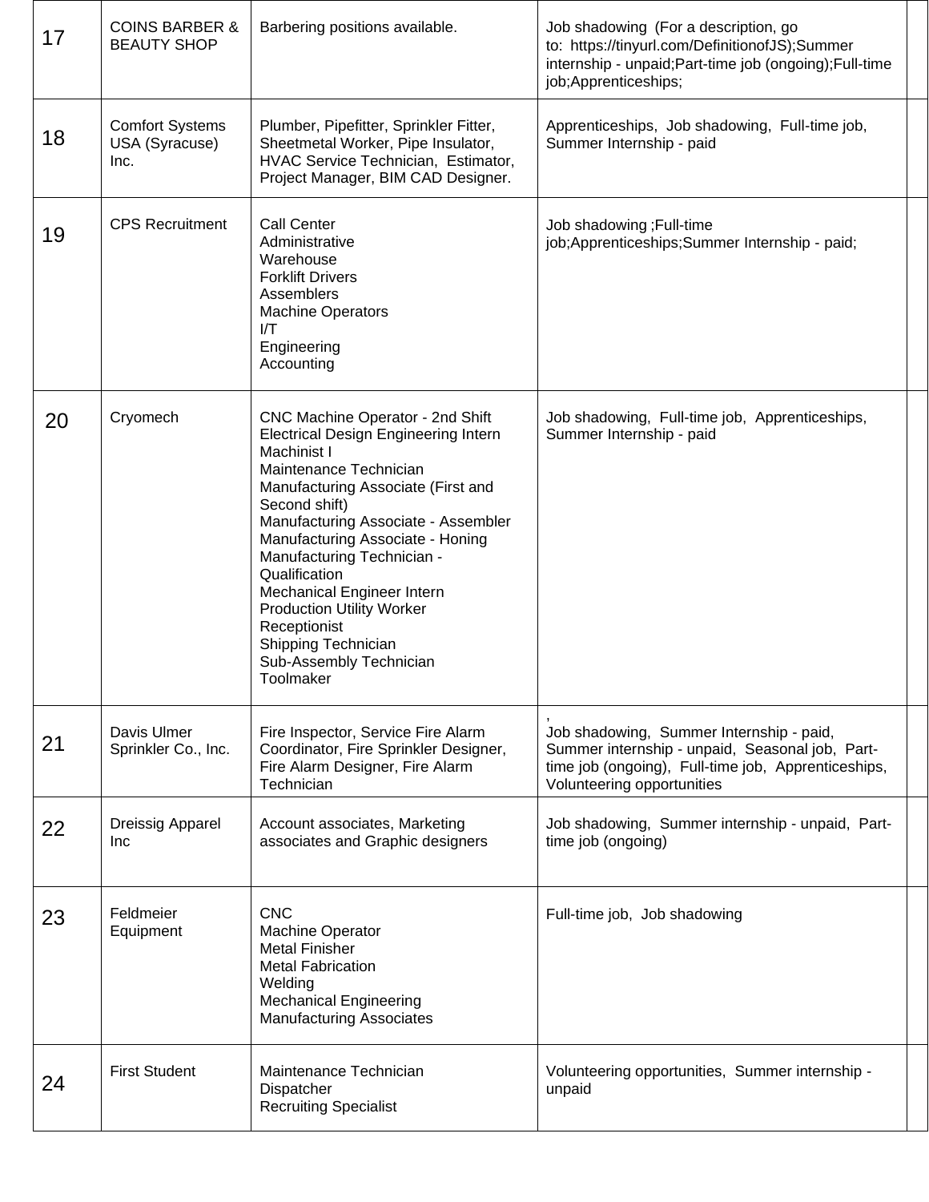| | | | | |
|---|---|---|---|---|
| 17 | COINS BARBER & BEAUTY SHOP | Barbering positions available. | Job shadowing (For a description, go to: https://tinyurl.com/DefinitionofJS);Summer internship - unpaid;Part-time job (ongoing);Full-time job;Apprenticeships; | |
| 18 | Comfort Systems USA (Syracuse) Inc. | Plumber, Pipefitter, Sprinkler Fitter, Sheetmetal Worker, Pipe Insulator, HVAC Service Technician, Estimator, Project Manager, BIM CAD Designer. | Apprenticeships, Job shadowing, Full-time job, Summer Internship - paid | |
| 19 | CPS Recruitment | Call Center<br>Administrative<br>Warehouse<br>Forklift Drivers<br>Assemblers<br>Machine Operators<br>I/T<br>Engineering<br>Accounting | Job shadowing ;Full-time job;Apprenticeships;Summer Internship - paid; | |
| 20 | Cryomech | CNC Machine Operator - 2nd Shift<br>Electrical Design Engineering Intern<br>Machinist I<br>Maintenance Technician<br>Manufacturing Associate (First and Second shift)<br>Manufacturing Associate - Assembler<br>Manufacturing Associate - Honing<br>Manufacturing Technician - Qualification<br>Mechanical Engineer Intern<br>Production Utility Worker<br>Receptionist<br>Shipping Technician<br>Sub-Assembly Technician<br>Toolmaker | Job shadowing, Full-time job, Apprenticeships, Summer Internship - paid | |
| 21 | Davis Ulmer Sprinkler Co., Inc. | Fire Inspector, Service Fire Alarm Coordinator, Fire Sprinkler Designer, Fire Alarm Designer, Fire Alarm Technician | ,<br>Job shadowing, Summer Internship - paid, Summer internship - unpaid, Seasonal job, Part-time job (ongoing), Full-time job, Apprenticeships, Volunteering opportunities | |
| 22 | Dreissig Apparel Inc | Account associates, Marketing associates and Graphic designers | Job shadowing, Summer internship - unpaid, Part-time job (ongoing) | |
| 23 | Feldmeier Equipment | CNC<br>Machine Operator<br>Metal Finisher<br>Metal Fabrication<br>Welding<br>Mechanical Engineering<br>Manufacturing Associates | Full-time job, Job shadowing | |
| 24 | First Student | Maintenance Technician<br>Dispatcher<br>Recruiting Specialist | Volunteering opportunities, Summer internship - unpaid | |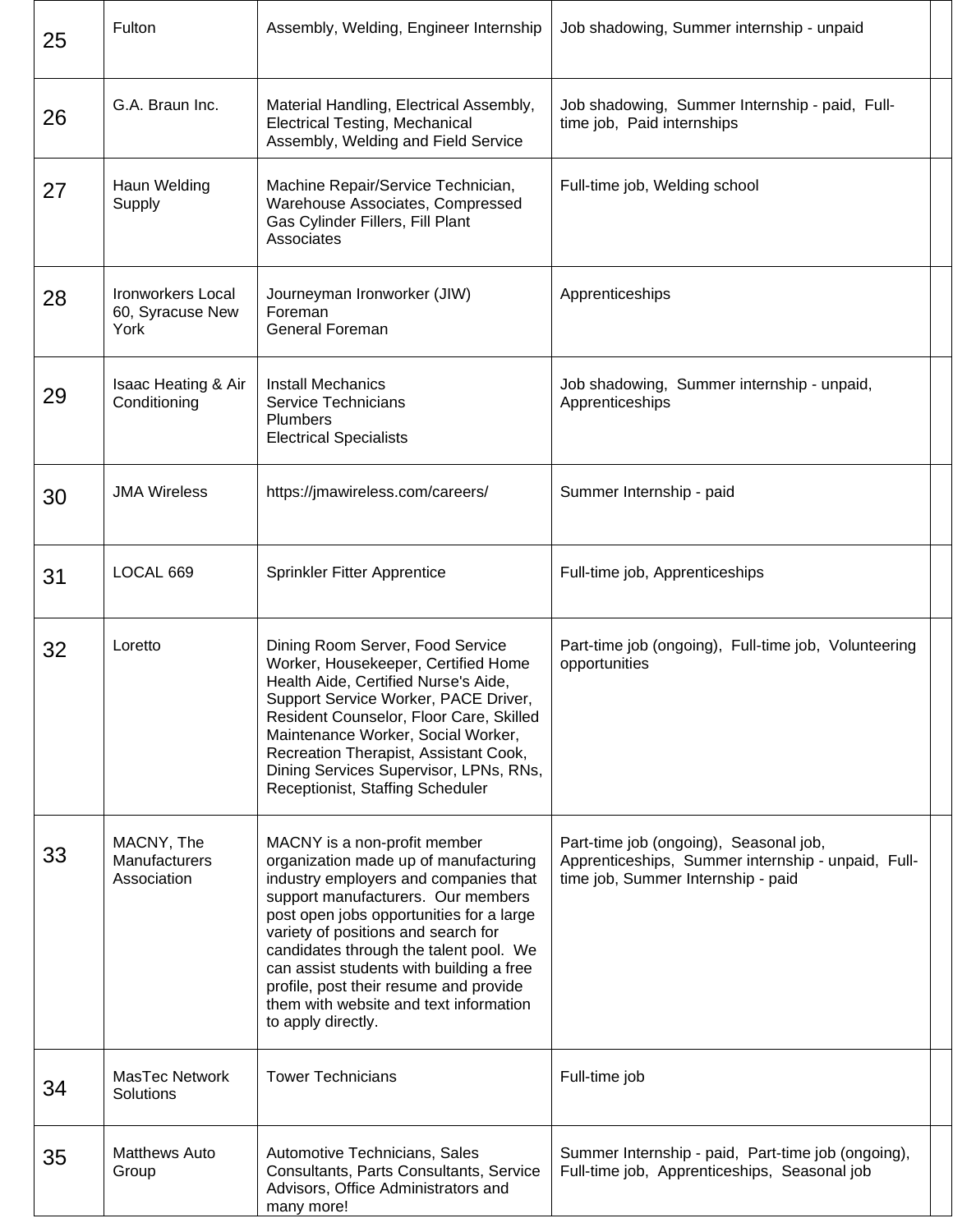| | | | | |
|---|---|---|---|---|
| 25 | Fulton | Assembly, Welding, Engineer Internship | Job shadowing, Summer internship - unpaid | |
| 26 | G.A. Braun Inc. | Material Handling, Electrical Assembly, Electrical Testing, Mechanical Assembly, Welding and Field Service | Job shadowing, Summer Internship - paid, Full-time job, Paid internships | |
| 27 | Haun Welding Supply | Machine Repair/Service Technician, Warehouse Associates, Compressed Gas Cylinder Fillers, Fill Plant Associates | Full-time job, Welding school | |
| 28 | Ironworkers Local 60, Syracuse New York | Journeyman Ironworker (JIW)<br>Foreman<br>General Foreman | Apprenticeships | |
| 29 | Isaac Heating & Air Conditioning | Install Mechanics<br>Service Technicians<br>Plumbers<br>Electrical Specialists | Job shadowing, Summer internship - unpaid, Apprenticeships | |
| 30 | JMA Wireless | https://jmawireless.com/careers/ | Summer Internship - paid | |
| 31 | LOCAL 669 | Sprinkler Fitter Apprentice | Full-time job, Apprenticeships | |
| 32 | Loretto | Dining Room Server, Food Service Worker, Housekeeper, Certified Home Health Aide, Certified Nurse's Aide, Support Service Worker, PACE Driver, Resident Counselor, Floor Care, Skilled Maintenance Worker, Social Worker, Recreation Therapist, Assistant Cook, Dining Services Supervisor, LPNs, RNs, Receptionist, Staffing Scheduler | Part-time job (ongoing), Full-time job, Volunteering opportunities | |
| 33 | MACNY, The Manufacturers Association | MACNY is a non-profit member organization made up of manufacturing industry employers and companies that support manufacturers. Our members post open jobs opportunities for a large variety of positions and search for candidates through the talent pool. We can assist students with building a free profile, post their resume and provide them with website and text information to apply directly. | Part-time job (ongoing), Seasonal job, Apprenticeships, Summer internship - unpaid, Full-time job, Summer Internship - paid | |
| 34 | MasTec Network Solutions | Tower Technicians | Full-time job | |
| 35 | Matthews Auto Group | Automotive Technicians, Sales Consultants, Parts Consultants, Service Advisors, Office Administrators and many more! | Summer Internship - paid, Part-time job (ongoing), Full-time job, Apprenticeships, Seasonal job | |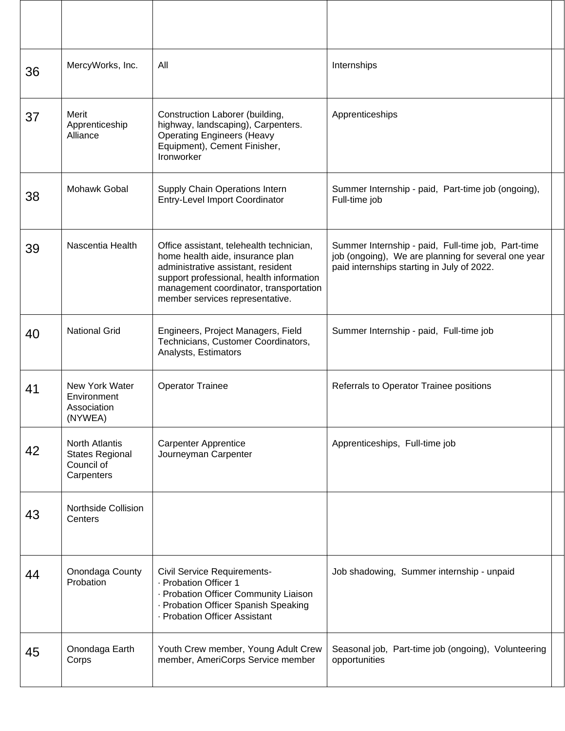| | | | | |
|---|---|---|---|---|
| | | | | |
| 36 | MercyWorks, Inc. | All | Internships | |
| 37 | Merit Apprenticeship Alliance | Construction Laborer (building, highway, landscaping), Carpenters. Operating Engineers (Heavy Equipment), Cement Finisher, Ironworker | Apprenticeships | |
| 38 | Mohawk Gobal | Supply Chain Operations Intern<br>Entry-Level Import Coordinator | Summer Internship - paid, Part-time job (ongoing), Full-time job | |
| 39 | Nascentia Health | Office assistant, telehealth technician, home health aide, insurance plan administrative assistant, resident support professional, health information management coordinator, transportation member services representative. | Summer Internship - paid, Full-time job, Part-time job (ongoing), We are planning for several one year paid internships starting in July of 2022. | |
| 40 | National Grid | Engineers, Project Managers, Field Technicians, Customer Coordinators, Analysts, Estimators | Summer Internship - paid, Full-time job | |
| 41 | New York Water Environment Association (NYWEA) | Operator Trainee | Referrals to Operator Trainee positions | |
| 42 | North Atlantis States Regional Council of Carpenters | Carpenter Apprentice<br>Journeyman Carpenter | Apprenticeships, Full-time job | |
| 43 | Northside Collision Centers | | | |
| 44 | Onondaga County Probation | Civil Service Requirements-<br>· Probation Officer 1<br>· Probation Officer Community Liaison<br>· Probation Officer Spanish Speaking<br>· Probation Officer Assistant | Job shadowing, Summer internship - unpaid | |
| 45 | Onondaga Earth Corps | Youth Crew member, Young Adult Crew member, AmeriCorps Service member | Seasonal job, Part-time job (ongoing), Volunteering opportunities | |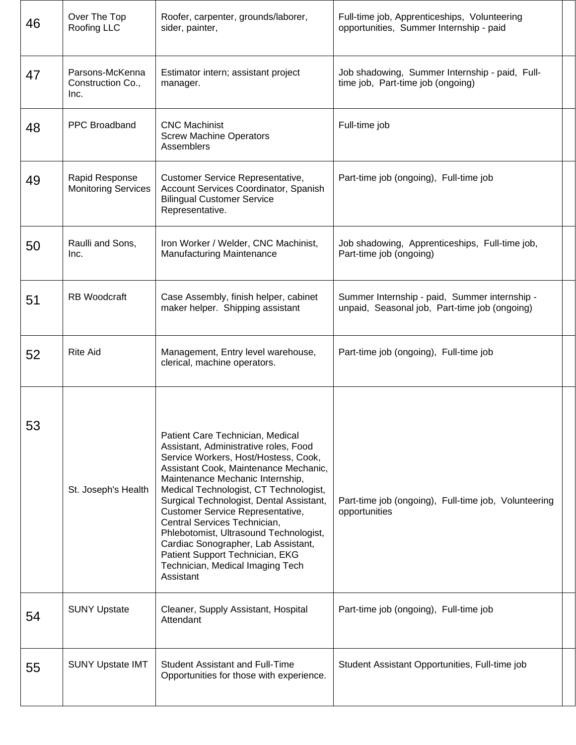| | | | | |
|---|---|---|---|---|
| 46 | Over The Top Roofing LLC | Roofer, carpenter, grounds/laborer, sider, painter, | Full-time job, Apprenticeships, Volunteering opportunities, Summer Internship - paid | |
| 47 | Parsons-McKenna Construction Co., Inc. | Estimator intern; assistant project manager. | Job shadowing, Summer Internship - paid, Full-time job, Part-time job (ongoing) | |
| 48 | PPC Broadband | CNC Machinist<br>Screw Machine Operators<br>Assemblers | Full-time job | |
| 49 | Rapid Response Monitoring Services | Customer Service Representative, Account Services Coordinator, Spanish Bilingual Customer Service Representative. | Part-time job (ongoing), Full-time job | |
| 50 | Raulli and Sons, Inc. | Iron Worker / Welder, CNC Machinist, Manufacturing Maintenance | Job shadowing, Apprenticeships, Full-time job, Part-time job (ongoing) | |
| 51 | RB Woodcraft | Case Assembly, finish helper, cabinet maker helper. Shipping assistant | Summer Internship - paid, Summer internship - unpaid, Seasonal job, Part-time job (ongoing) | |
| 52 | Rite Aid | Management, Entry level warehouse, clerical, machine operators. | Part-time job (ongoing), Full-time job | |
| 53 | St. Joseph's Health | Patient Care Technician, Medical Assistant, Administrative roles, Food Service Workers, Host/Hostess, Cook, Assistant Cook, Maintenance Mechanic, Maintenance Mechanic Internship, Medical Technologist, CT Technologist, Surgical Technologist, Dental Assistant, Customer Service Representative, Central Services Technician, Phlebotomist, Ultrasound Technologist, Cardiac Sonographer, Lab Assistant, Patient Support Technician, EKG Technician, Medical Imaging Tech Assistant | Part-time job (ongoing), Full-time job, Volunteering opportunities | |
| 54 | SUNY Upstate | Cleaner, Supply Assistant, Hospital Attendant | Part-time job (ongoing), Full-time job | |
| 55 | SUNY Upstate IMT | Student Assistant and Full-Time Opportunities for those with experience. | Student Assistant Opportunities, Full-time job | |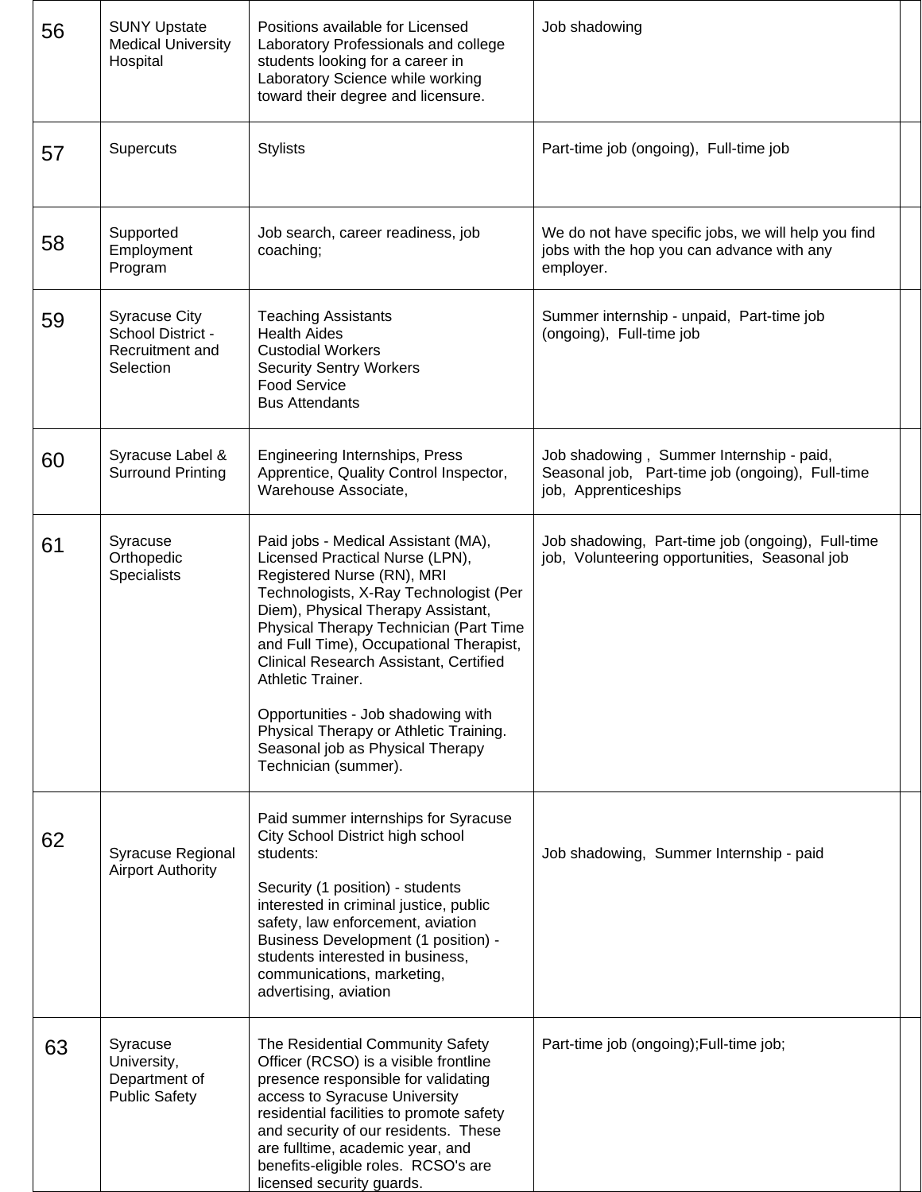| | | | | |
|---|---|---|---|---|
| 56 | SUNY Upstate Medical University Hospital | Positions available for Licensed Laboratory Professionals and college students looking for a career in Laboratory Science while working toward their degree and licensure. | Job shadowing | |
| 57 | Supercuts | Stylists | Part-time job (ongoing), Full-time job | |
| 58 | Supported Employment Program | Job search, career readiness, job coaching; | We do not have specific jobs, we will help you find jobs with the hop you can advance with any employer. | |
| 59 | Syracuse City School District - Recruitment and Selection | Teaching Assistants<br>Health Aides<br>Custodial Workers<br>Security Sentry Workers<br>Food Service<br>Bus Attendants | Summer internship - unpaid, Part-time job (ongoing), Full-time job | |
| 60 | Syracuse Label & Surround Printing | Engineering Internships, Press Apprentice, Quality Control Inspector, Warehouse Associate, | Job shadowing , Summer Internship - paid, Seasonal job, Part-time job (ongoing), Full-time job, Apprenticeships | |
| 61 | Syracuse Orthopedic Specialists | Paid jobs - Medical Assistant (MA), Licensed Practical Nurse (LPN), Registered Nurse (RN), MRI Technologists, X-Ray Technologist (Per Diem), Physical Therapy Assistant, Physical Therapy Technician (Part Time and Full Time), Occupational Therapist, Clinical Research Assistant, Certified Athletic Trainer.<br><br>Opportunities - Job shadowing with Physical Therapy or Athletic Training. Seasonal job as Physical Therapy Technician (summer). | Job shadowing, Part-time job (ongoing), Full-time job, Volunteering opportunities, Seasonal job | |
| 62 | Syracuse Regional Airport Authority | Paid summer internships for Syracuse City School District high school students:<br><br>Security (1 position) - students interested in criminal justice, public safety, law enforcement, aviation Business Development (1 position) - students interested in business, communications, marketing, advertising, aviation | Job shadowing, Summer Internship - paid | |
| 63 | Syracuse University, Department of Public Safety | The Residential Community Safety Officer (RCSO) is a visible frontline presence responsible for validating access to Syracuse University residential facilities to promote safety and security of our residents. These are fulltime, academic year, and benefits-eligible roles. RCSO's are licensed security guards. | Part-time job (ongoing);Full-time job; | |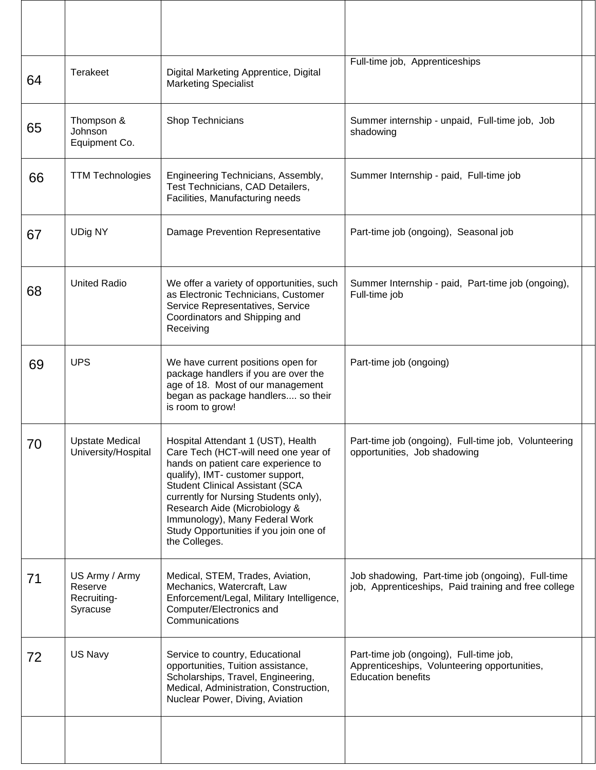| | | | | |
|---|---|---|---|---|
| 64 | Terakeet | Digital Marketing Apprentice, Digital Marketing Specialist | Full-time job, Apprenticeships | |
| 65 | Thompson & Johnson Equipment Co. | Shop Technicians | Summer internship - unpaid, Full-time job, Job shadowing | |
| 66 | TTM Technologies | Engineering Technicians, Assembly, Test Technicians, CAD Detailers, Facilities, Manufacturing needs | Summer Internship - paid, Full-time job | |
| 67 | UDig NY | Damage Prevention Representative | Part-time job (ongoing), Seasonal job | |
| 68 | United Radio | We offer a variety of opportunities, such as Electronic Technicians, Customer Service Representatives, Service Coordinators and Shipping and Receiving | Summer Internship - paid, Part-time job (ongoing), Full-time job | |
| 69 | UPS | We have current positions open for package handlers if you are over the age of 18. Most of our management began as package handlers.... so their is room to grow! | Part-time job (ongoing) | |
| 70 | Upstate Medical University/Hospital | Hospital Attendant 1 (UST), Health Care Tech (HCT-will need one year of hands on patient care experience to qualify), IMT- customer support, Student Clinical Assistant (SCA currently for Nursing Students only), Research Aide (Microbiology & Immunology), Many Federal Work Study Opportunities if you join one of the Colleges. | Part-time job (ongoing), Full-time job, Volunteering opportunities, Job shadowing | |
| 71 | US Army / Army Reserve Recruiting-Syracuse | Medical, STEM, Trades, Aviation, Mechanics, Watercraft, Law Enforcement/Legal, Military Intelligence, Computer/Electronics and Communications | Job shadowing, Part-time job (ongoing), Full-time job, Apprenticeships, Paid training and free college | |
| 72 | US Navy | Service to country, Educational opportunities, Tuition assistance, Scholarships, Travel, Engineering, Medical, Administration, Construction, Nuclear Power, Diving, Aviation | Part-time job (ongoing), Full-time job, Apprenticeships, Volunteering opportunities, Education benefits | |
| | | | | |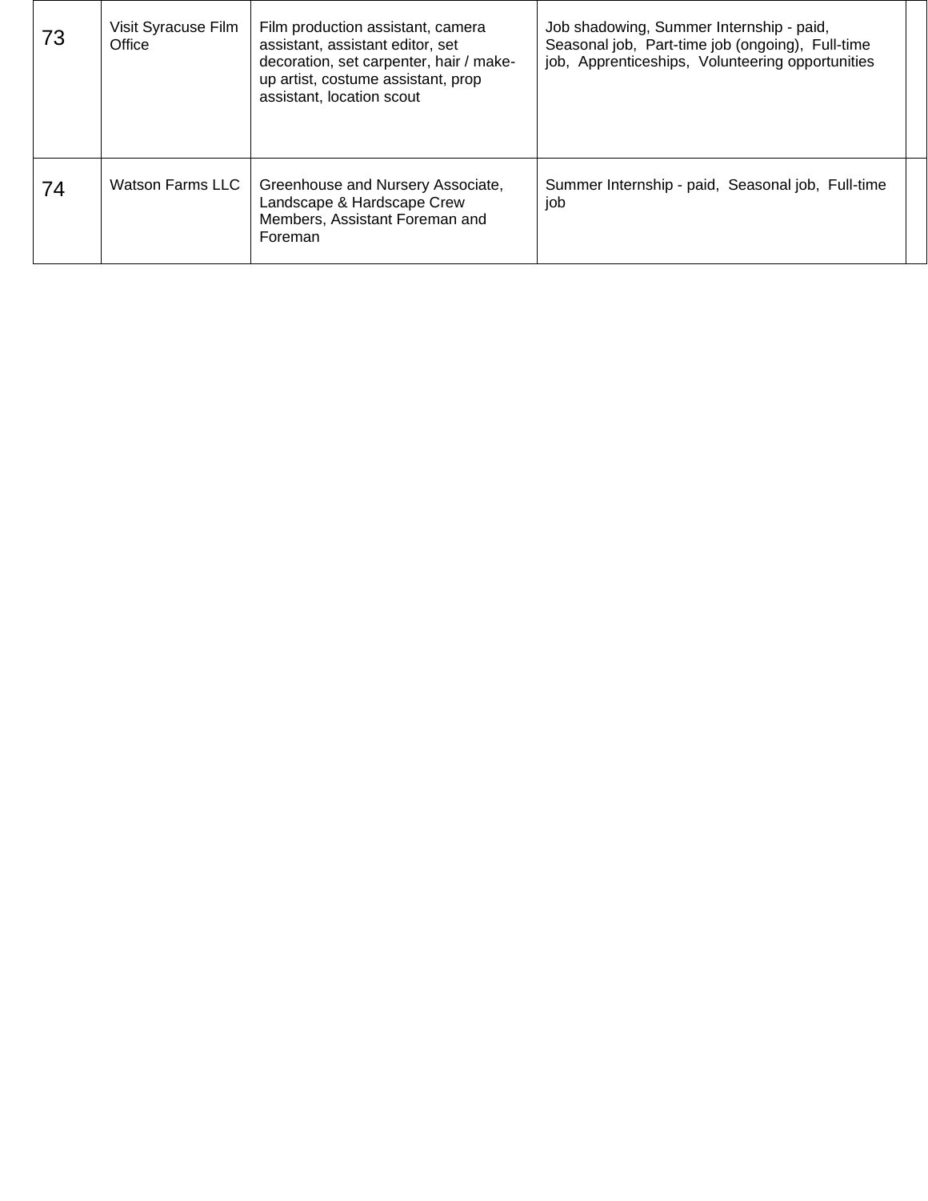| | | | | |
|---|---|---|---|---|
| 73 | Visit Syracuse Film Office | Film production assistant, camera assistant, assistant editor, set decoration, set carpenter, hair / make-up artist, costume assistant, prop assistant, location scout | Job shadowing, Summer Internship - paid, Seasonal job, Part-time job (ongoing), Full-time job, Apprenticeships, Volunteering opportunities | |
| 74 | Watson Farms LLC | Greenhouse and Nursery Associate, Landscape & Hardscape Crew Members, Assistant Foreman and Foreman | Summer Internship - paid, Seasonal job, Full-time job | |